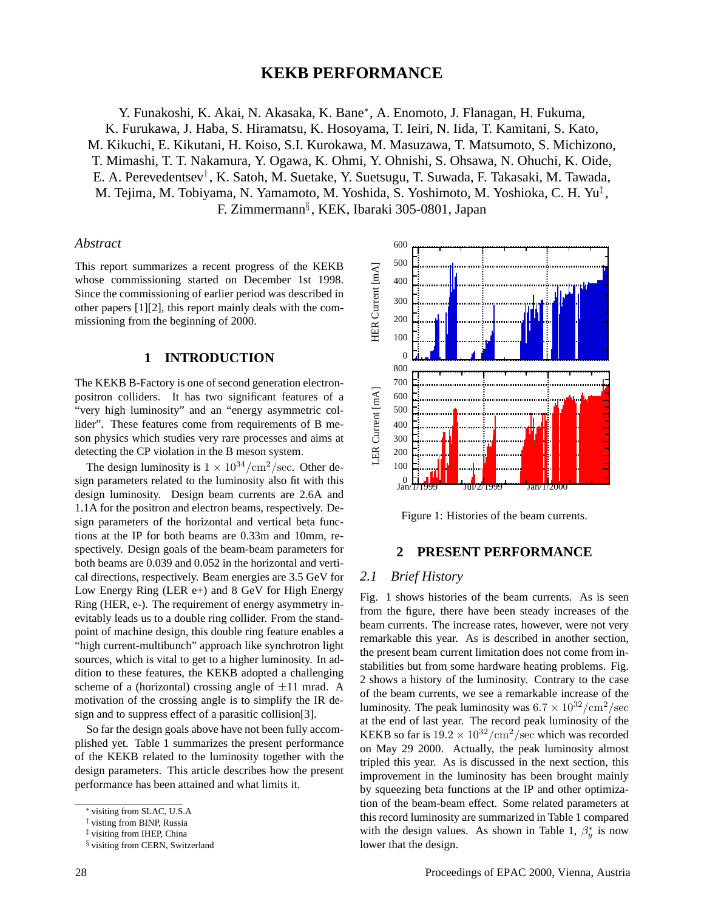# KEKB PERFORMANCE

Y. Funakoshi, K. Akai, N. Akasaka, K. Bane*, A. Enomoto, J. Flanagan, H. Fukuma, K. Furukawa, J. Haba, S. Hiramatsu, K. Hosoyama, T. Ieiri, N. Iida, T. Kamitani, S. Kato, M. Kikuchi, E. Kikutani, H. Koiso, S.I. Kurokawa, M. Masuzawa, T. Matsumoto, S. Michizono, T. Mimashi, T. T. Nakamura, Y. Ogawa, K. Ohmi, Y. Ohnishi, S. Ohsawa, N. Ohuchi, K. Oide, E. A. Perevedentsev†, K. Satoh, M. Suetake, Y. Suetsugu, T. Suwada, F. Takasaki, M. Tawada, M. Tejima, M. Tobiyama, N. Yamamoto, M. Yoshida, S. Yoshimoto, M. Yoshioka, C. H. Yu‡, F. Zimmermann§, KEK, Ibaraki 305-0801, Japan

*Abstract*

This report summarizes a recent progress of the KEKB whose commissioning started on December 1st 1998. Since the commissioning of earlier period was described in other papers [1][2], this report mainly deals with the commissioning from the beginning of 2000.

## 1 INTRODUCTION

The KEKB B-Factory is one of second generation electron-positron colliders. It has two significant features of a "very high luminosity" and an "energy asymmetric collider". These features come from requirements of B meson physics which studies very rare processes and aims at detecting the CP violation in the B meson system.

The design luminosity is $1 \times 10^{34}/\mathrm{cm}^2/\mathrm{sec}$. Other design parameters related to the luminosity also fit with this design luminosity. Design beam currents are 2.6A and 1.1A for the positron and electron beams, respectively. Design parameters of the horizontal and vertical beta functions at the IP for both beams are 0.33m and 10mm, respectively. Design goals of the beam-beam parameters for both beams are 0.039 and 0.052 in the horizontal and vertical directions, respectively. Beam energies are 3.5 GeV for Low Energy Ring (LER e+) and 8 GeV for High Energy Ring (HER, e-). The requirement of energy asymmetry inevitably leads us to a double ring collider. From the standpoint of machine design, this double ring feature enables a "high current-multibunch" approach like synchrotron light sources, which is vital to get to a higher luminosity. In addition to these features, the KEKB adopted a challenging scheme of a (horizontal) crossing angle of $\pm 11$ mrad. A motivation of the crossing angle is to simplify the IR design and to suppress effect of a parasitic collision[3].

So far the design goals above have not been fully accomplished yet. Table 1 summarizes the present performance of the KEKB related to the luminosity together with the design parameters. This article describes how the present performance has been attained and what limits it.

Figure 1: Histories of the beam currents.

## 2 PRESENT PERFORMANCE

### 2.1 Brief History

Fig. 1 shows histories of the beam currents. As is seen from the figure, there have been steady increases of the beam currents. The increase rates, however, were not very remarkable this year. As is described in another section, the present beam current limitation does not come from instabilities but from some hardware heating problems. Fig. 2 shows a history of the luminosity. Contrary to the case of the beam currents, we see a remarkable increase of the luminosity. The peak luminosity was $6.7 \times 10^{32}/\mathrm{cm}^2/\mathrm{sec}$ at the end of last year. The record peak luminosity of the KEKB so far is $19.2 \times 10^{32}/\mathrm{cm}^2/\mathrm{sec}$ which was recorded on May 29 2000. Actually, the peak luminosity almost tripled this year. As is discussed in the next section, this improvement in the luminosity has been brought mainly by squeezing beta functions at the IP and other optimization of the beam-beam effect. Some related parameters at this record luminosity are summarized in Table 1 compared with the design values. As shown in Table 1, $\beta_y^*$ is now lower that the design.

---

* visiting from SLAC, U.S.A
† visiting from BINP, Russia
‡ visiting from IHEP, China
§ visiting from CERN, Switzerland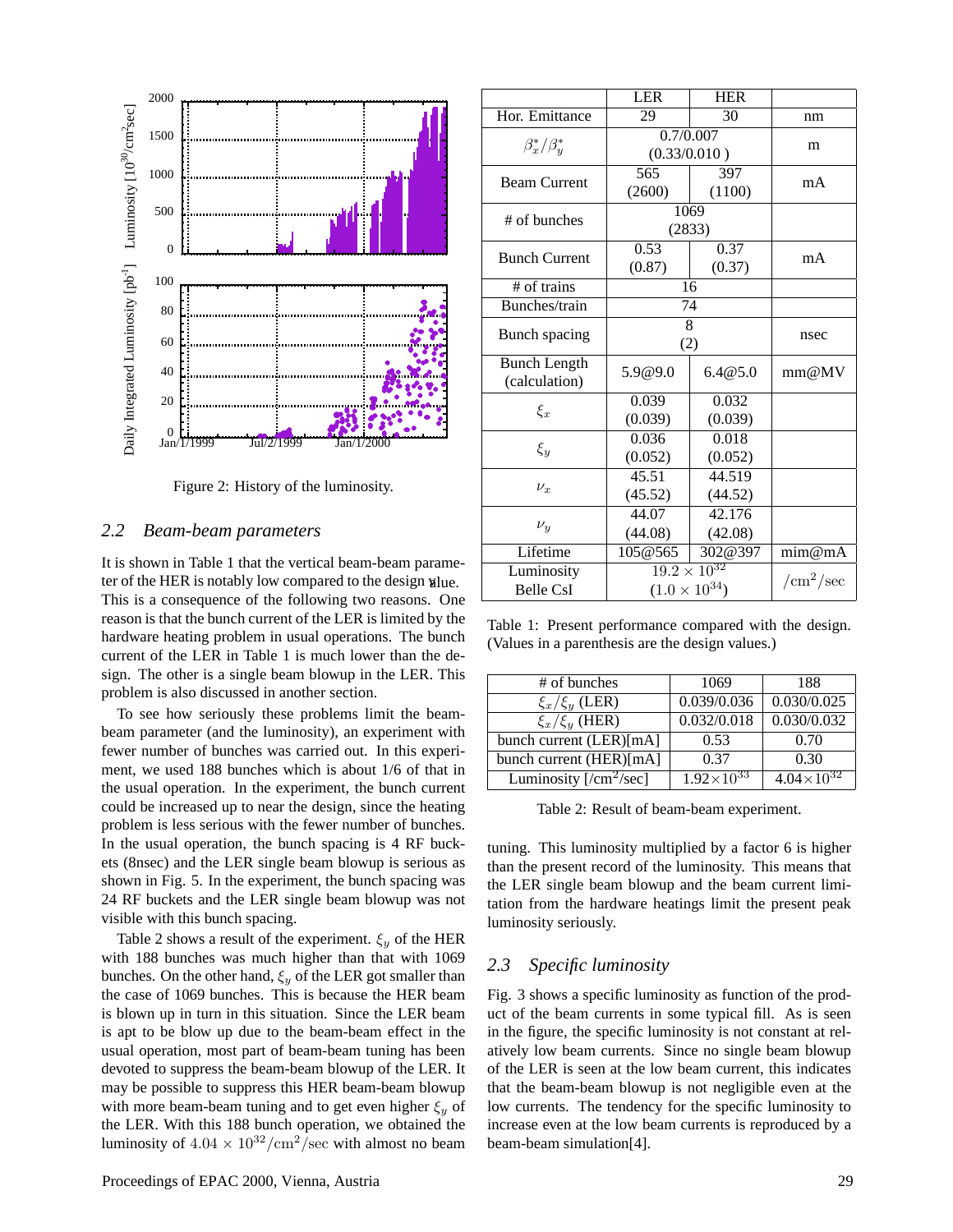Figure 2: History of the luminosity.

### 2.2 Beam-beam parameters

It is shown in Table 1 that the vertical beam-beam parameter of the HER is notably low compared to the design value. This is a consequence of the following two reasons. One reason is that the bunch current of the LER is limited by the hardware heating problem in usual operations. The bunch current of the LER in Table 1 is much lower than the design. The other is a single beam blowup in the LER. This problem is also discussed in another section.

To see how seriously these problems limit the beam-beam parameter (and the luminosity), an experiment with fewer number of bunches was carried out. In this experiment, we used 188 bunches which is about 1/6 of that in the usual operation. In the experiment, the bunch current could be increased up to near the design, since the heating problem is less serious with the fewer number of bunches. In the usual operation, the bunch spacing is 4 RF buckets (8nsec) and the LER single beam blowup is serious as shown in Fig. 5. In the experiment, the bunch spacing was 24 RF buckets and the LER single beam blowup was not visible with this bunch spacing.

Table 2 shows a result of the experiment. $\xi_y$ of the HER with 188 bunches was much higher than that with 1069 bunches. On the other hand, $\xi_y$ of the LER got smaller than the case of 1069 bunches. This is because the HER beam is blown up in turn in this situation. Since the LER beam is apt to be blow up due to the beam-beam effect in the usual operation, most part of beam-beam tuning has been devoted to suppress the beam-beam blowup of the LER. It may be possible to suppress this HER beam-beam blowup with more beam-beam tuning and to get even higher $\xi_y$ of the LER. With this 188 bunch operation, we obtained the luminosity of $4.04 \times 10^{32}/\mathrm{cm}^2/\mathrm{sec}$ with almost no beam tuning. This luminosity multiplied by a factor 6 is higher than the present record of the luminosity. This means that the LER single beam blowup and the beam current limitation from the hardware heatings limit the present peak luminosity seriously.

| | LER | HER | |
|---|---|---|---|
| Hor. Emittance | 29 | 30 | nm |
| $\beta_x^*/\beta_y^*$ | 0.7/0.007 (0.33/0.010 ) | | m |
| Beam Current | 565 (2600) | 397 (1100) | mA |
| # of bunches | 1069 (2833) | | |
| Bunch Current | 0.53 (0.87) | 0.37 (0.37) | mA |
| # of trains | 16 | | |
| Bunches/train | 74 | | |
| Bunch spacing | 8 (2) | | nsec |
| Bunch Length (calculation) | 5.9@9.0 | 6.4@5.0 | mm@MV |
| $\xi_x$ | 0.039 (0.039) | 0.032 (0.039) | |
| $\xi_y$ | 0.036 (0.052) | 0.018 (0.052) | |
| $\nu_x$ | 45.51 (45.52) | 44.519 (44.52) | |
| $\nu_y$ | 44.07 (44.08) | 42.176 (42.08) | |
| Lifetime | 105@565 | 302@397 | mim@mA |
| Luminosity Belle CsI | $19.2 \times 10^{32}$ ($1.0 \times 10^{34}$) | | $/\mathrm{cm}^2/\mathrm{sec}$ |

Table 1: Present performance compared with the design. (Values in a parenthesis are the design values.)

| # of bunches | 1069 | 188 |
|---|---|---|
| $\xi_x/\xi_y$ (LER) | 0.039/0.036 | 0.030/0.025 |
| $\xi_x/\xi_y$ (HER) | 0.032/0.018 | 0.030/0.032 |
| bunch current (LER)[mA] | 0.53 | 0.70 |
| bunch current (HER)[mA] | 0.37 | 0.30 |
| Luminosity [/cm$^2$/sec] | $1.92\times10^{33}$ | $4.04\times10^{32}$ |

Table 2: Result of beam-beam experiment.

### 2.3 Specific luminosity

Fig. 3 shows a specific luminosity as function of the product of the beam currents in some typical fill. As is seen in the figure, the specific luminosity is not constant at relatively low beam currents. Since no single beam blowup of the LER is seen at the low beam current, this indicates that the beam-beam blowup is not negligible even at the low currents. The tendency for the specific luminosity to increase even at the low beam currents is reproduced by a beam-beam simulation[4].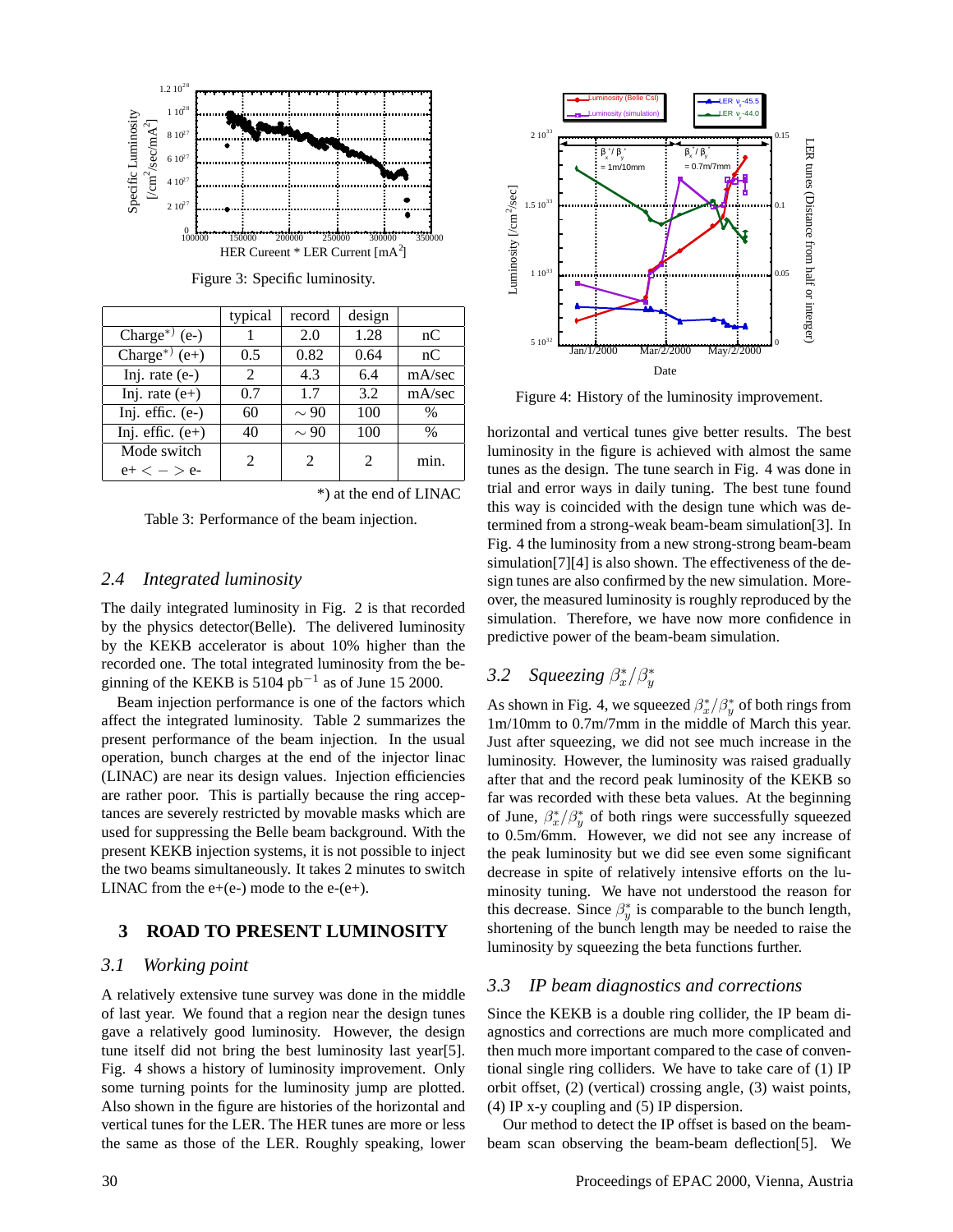Figure 3: Specific luminosity.

|  | typical | record | design |  |
|---|---|---|---|---|
| Charge*) (e-) | 1 | 2.0 | 1.28 | nC |
| Charge*) (e+) | 0.5 | 0.82 | 0.64 | nC |
| Inj. rate (e-) | 2 | 4.3 | 6.4 | mA/sec |
| Inj. rate (e+) | 0.7 | 1.7 | 3.2 | mA/sec |
| Inj. effic. (e-) | 60 | ∼ 90 | 100 | % |
| Inj. effic. (e+) | 40 | ∼ 90 | 100 | % |
| Mode switch e+ <−> e- | 2 | 2 | 2 | min. |

*) at the end of LINAC

Table 3: Performance of the beam injection.

### 2.4 *Integrated luminosity*

The daily integrated luminosity in Fig. 2 is that recorded by the physics detector(Belle). The delivered luminosity by the KEKB accelerator is about 10% higher than the recorded one. The total integrated luminosity from the beginning of the KEKB is 5104 pb$^{-1}$ as of June 15 2000.

Beam injection performance is one of the factors which affect the integrated luminosity. Table 2 summarizes the present performance of the beam injection. In the usual operation, bunch charges at the end of the injector linac (LINAC) are near its design values. Injection efficiencies are rather poor. This is partially because the ring acceptances are severely restricted by movable masks which are used for suppressing the Belle beam background. With the present KEKB injection systems, it is not possible to inject the two beams simultaneously. It takes 2 minutes to switch LINAC from the e+(e-) mode to the e-(e+).

## 3 ROAD TO PRESENT LUMINOSITY

### 3.1 *Working point*

A relatively extensive tune survey was done in the middle of last year. We found that a region near the design tunes gave a relatively good luminosity. However, the design tune itself did not bring the best luminosity last year[5]. Fig. 4 shows a history of luminosity improvement. Only some turning points for the luminosity jump are plotted. Also shown in the figure are histories of the horizontal and vertical tunes for the LER. The HER tunes are more or less the same as those of the LER. Roughly speaking, lower horizontal and vertical tunes give better results. The best luminosity in the figure is achieved with almost the same tunes as the design. The tune search in Fig. 4 was done in trial and error ways in daily tuning. The best tune found this way is coincided with the design tune which was determined from a strong-weak beam-beam simulation[3]. In Fig. 4 the luminosity from a new strong-strong beam-beam simulation[7][4] is also shown. The effectiveness of the design tunes are also confirmed by the new simulation. Moreover, the measured luminosity is roughly reproduced by the simulation. Therefore, we have now more confidence in predictive power of the beam-beam simulation.

Figure 4: History of the luminosity improvement.

### 3.2 *Squeezing* $\beta_x^*/\beta_y^*$

As shown in Fig. 4, we squeezed $\beta_x^*/\beta_y^*$ of both rings from 1m/10mm to 0.7m/7mm in the middle of March this year. Just after squeezing, we did not see much increase in the luminosity. However, the luminosity was raised gradually after that and the record peak luminosity of the KEKB so far was recorded with these beta values. At the beginning of June, $\beta_x^*/\beta_y^*$ of both rings were successfully squeezed to 0.5m/6mm. However, we did not see any increase of the peak luminosity but we did see even some significant decrease in spite of relatively intensive efforts on the luminosity tuning. We have not understood the reason for this decrease. Since $\beta_y^*$ is comparable to the bunch length, shortening of the bunch length may be needed to raise the luminosity by squeezing the beta functions further.

### 3.3 *IP beam diagnostics and corrections*

Since the KEKB is a double ring collider, the IP beam diagnostics and corrections are much more complicated and then much more important compared to the case of conventional single ring colliders. We have to take care of (1) IP orbit offset, (2) (vertical) crossing angle, (3) waist points, (4) IP x-y coupling and (5) IP dispersion.

Our method to detect the IP offset is based on the beam-beam scan observing the beam-beam deflection[5]. We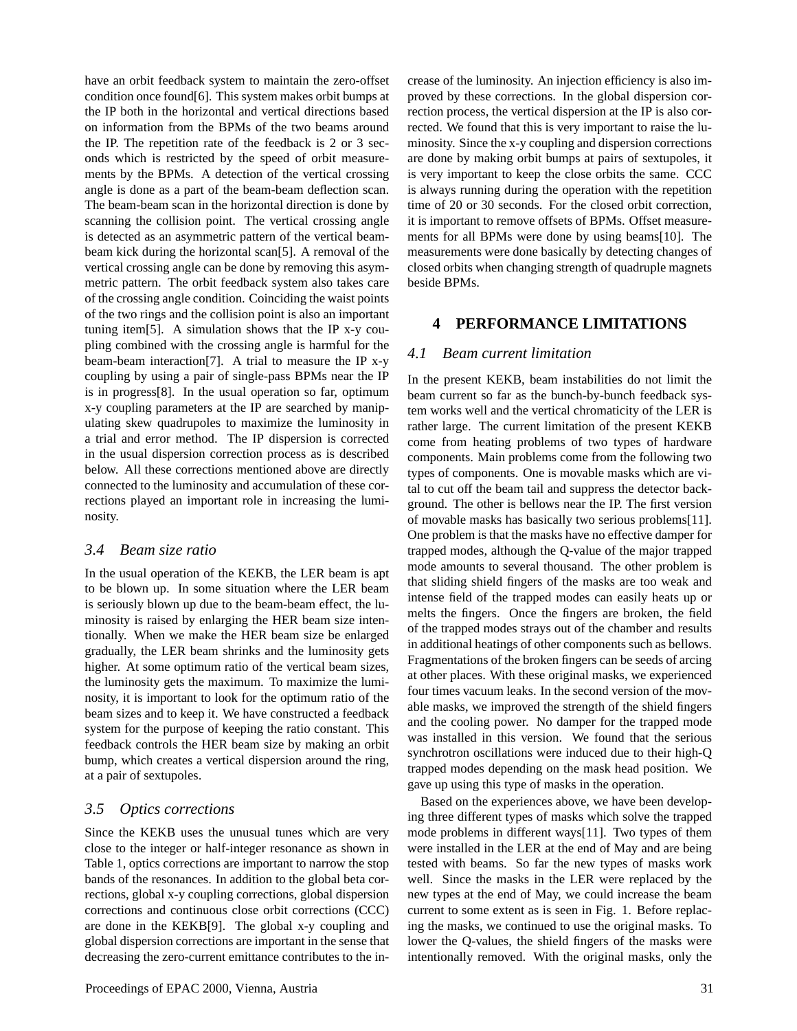have an orbit feedback system to maintain the zero-offset condition once found[6]. This system makes orbit bumps at the IP both in the horizontal and vertical directions based on information from the BPMs of the two beams around the IP. The repetition rate of the feedback is 2 or 3 seconds which is restricted by the speed of orbit measurements by the BPMs. A detection of the vertical crossing angle is done as a part of the beam-beam deflection scan. The beam-beam scan in the horizontal direction is done by scanning the collision point. The vertical crossing angle is detected as an asymmetric pattern of the vertical beam-beam kick during the horizontal scan[5]. A removal of the vertical crossing angle can be done by removing this asymmetric pattern. The orbit feedback system also takes care of the crossing angle condition. Coinciding the waist points of the two rings and the collision point is also an important tuning item[5]. A simulation shows that the IP x-y coupling combined with the crossing angle is harmful for the beam-beam interaction[7]. A trial to measure the IP x-y coupling by using a pair of single-pass BPMs near the IP is in progress[8]. In the usual operation so far, optimum x-y coupling parameters at the IP are searched by manipulating skew quadrupoles to maximize the luminosity in a trial and error method. The IP dispersion is corrected in the usual dispersion correction process as is described below. All these corrections mentioned above are directly connected to the luminosity and accumulation of these corrections played an important role in increasing the luminosity.

### *3.4 Beam size ratio*

In the usual operation of the KEKB, the LER beam is apt to be blown up. In some situation where the LER beam is seriously blown up due to the beam-beam effect, the luminosity is raised by enlarging the HER beam size intentionally. When we make the HER beam size be enlarged gradually, the LER beam shrinks and the luminosity gets higher. At some optimum ratio of the vertical beam sizes, the luminosity gets the maximum. To maximize the luminosity, it is important to look for the optimum ratio of the beam sizes and to keep it. We have constructed a feedback system for the purpose of keeping the ratio constant. This feedback controls the HER beam size by making an orbit bump, which creates a vertical dispersion around the ring, at a pair of sextupoles.

### *3.5 Optics corrections*

Since the KEKB uses the unusual tunes which are very close to the integer or half-integer resonance as shown in Table 1, optics corrections are important to narrow the stop bands of the resonances. In addition to the global beta corrections, global x-y coupling corrections, global dispersion corrections and continuous close orbit corrections (CCC) are done in the KEKB[9]. The global x-y coupling and global dispersion corrections are important in the sense that decreasing the zero-current emittance contributes to the increase of the luminosity. An injection efficiency is also improved by these corrections. In the global dispersion correction process, the vertical dispersion at the IP is also corrected. We found that this is very important to raise the luminosity. Since the x-y coupling and dispersion corrections are done by making orbit bumps at pairs of sextupoles, it is very important to keep the close orbits the same. CCC is always running during the operation with the repetition time of 20 or 30 seconds. For the closed orbit correction, it is important to remove offsets of BPMs. Offset measurements for all BPMs were done by using beams[10]. The measurements were done basically by detecting changes of closed orbits when changing strength of quadruple magnets beside BPMs.

## 4 PERFORMANCE LIMITATIONS

### *4.1 Beam current limitation*

In the present KEKB, beam instabilities do not limit the beam current so far as the bunch-by-bunch feedback system works well and the vertical chromaticity of the LER is rather large. The current limitation of the present KEKB come from heating problems of two types of hardware components. Main problems come from the following two types of components. One is movable masks which are vital to cut off the beam tail and suppress the detector background. The other is bellows near the IP. The first version of movable masks has basically two serious problems[11]. One problem is that the masks have no effective damper for trapped modes, although the Q-value of the major trapped mode amounts to several thousand. The other problem is that sliding shield fingers of the masks are too weak and intense field of the trapped modes can easily heats up or melts the fingers. Once the fingers are broken, the field of the trapped modes strays out of the chamber and results in additional heatings of other components such as bellows. Fragmentations of the broken fingers can be seeds of arcing at other places. With these original masks, we experienced four times vacuum leaks. In the second version of the movable masks, we improved the strength of the shield fingers and the cooling power. No damper for the trapped mode was installed in this version. We found that the serious synchrotron oscillations were induced due to their high-Q trapped modes depending on the mask head position. We gave up using this type of masks in the operation.

Based on the experiences above, we have been developing three different types of masks which solve the trapped mode problems in different ways[11]. Two types of them were installed in the LER at the end of May and are being tested with beams. So far the new types of masks work well. Since the masks in the LER were replaced by the new types at the end of May, we could increase the beam current to some extent as is seen in Fig. 1. Before replacing the masks, we continued to use the original masks. To lower the Q-values, the shield fingers of the masks were intentionally removed. With the original masks, only the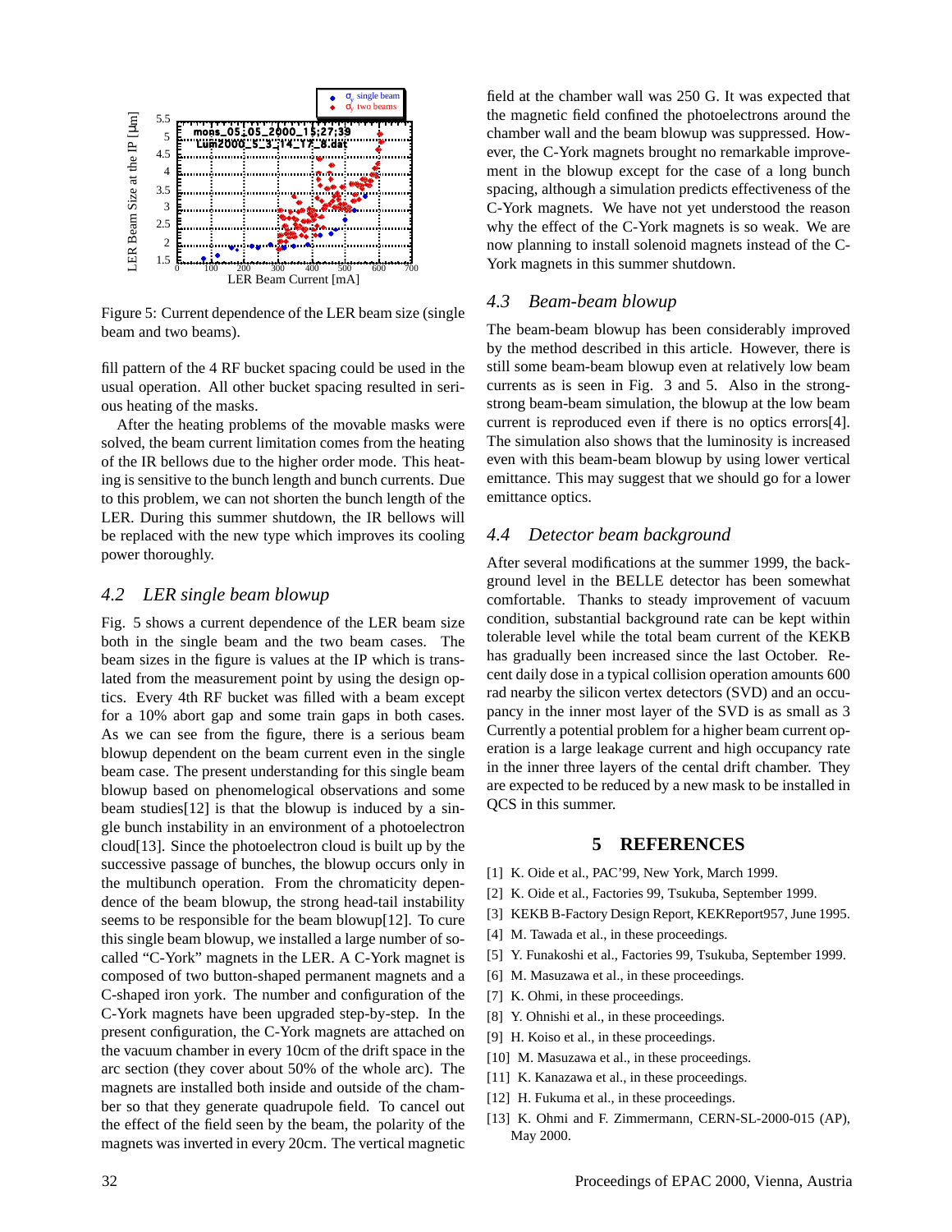σy single beam
σy two beams

mons_05_05_2000_15;27;39
Lum2000_5_3_14_17_8.dat

LER Beam Size at the IP [μm]

5.5
5
4.5
4
3.5
3
2.5
2
1.5

0 100 200 300 400 500 600 700

LER Beam Current [mA]

Figure 5: Current dependence of the LER beam size (single beam and two beams).

fill pattern of the 4 RF bucket spacing could be used in the usual operation. All other bucket spacing resulted in serious heating of the masks.

After the heating problems of the movable masks were solved, the beam current limitation comes from the heating of the IR bellows due to the higher order mode. This heating is sensitive to the bunch length and bunch currents. Due to this problem, we can not shorten the bunch length of the LER. During this summer shutdown, the IR bellows will be replaced with the new type which improves its cooling power thoroughly.

### *4.2 LER single beam blowup*

Fig. 5 shows a current dependence of the LER beam size both in the single beam and the two beam cases. The beam sizes in the figure is values at the IP which is translated from the measurement point by using the design optics. Every 4th RF bucket was filled with a beam except for a 10% abort gap and some train gaps in both cases. As we can see from the figure, there is a serious beam blowup dependent on the beam current even in the single beam case. The present understanding for this single beam blowup based on phenomelogical observations and some beam studies[12] is that the blowup is induced by a single bunch instability in an environment of a photoelectron cloud[13]. Since the photoelectron cloud is built up by the successive passage of bunches, the blowup occurs only in the multibunch operation. From the chromaticity dependence of the beam blowup, the strong head-tail instability seems to be responsible for the beam blowup[12]. To cure this single beam blowup, we installed a large number of so-called "C-York" magnets in the LER. A C-York magnet is composed of two button-shaped permanent magnets and a C-shaped iron york. The number and configuration of the C-York magnets have been upgraded step-by-step. In the present configuration, the C-York magnets are attached on the vacuum chamber in every 10cm of the drift space in the arc section (they cover about 50% of the whole arc). The magnets are installed both inside and outside of the chamber so that they generate quadrupole field. To cancel out the effect of the field seen by the beam, the polarity of the magnets was inverted in every 20cm. The vertical magnetic field at the chamber wall was 250 G. It was expected that the magnetic field confined the photoelectrons around the chamber wall and the beam blowup was suppressed. However, the C-York magnets brought no remarkable improvement in the blowup except for the case of a long bunch spacing, although a simulation predicts effectiveness of the C-York magnets. We have not yet understood the reason why the effect of the C-York magnets is so weak. We are now planning to install solenoid magnets instead of the C-York magnets in this summer shutdown.

### *4.3 Beam-beam blowup*

The beam-beam blowup has been considerably improved by the method described in this article. However, there is still some beam-beam blowup even at relatively low beam currents as is seen in Fig. 3 and 5. Also in the strong-strong beam-beam simulation, the blowup at the low beam current is reproduced even if there is no optics errors[4]. The simulation also shows that the luminosity is increased even with this beam-beam blowup by using lower vertical emittance. This may suggest that we should go for a lower emittance optics.

### *4.4 Detector beam background*

After several modifications at the summer 1999, the background level in the BELLE detector has been somewhat comfortable. Thanks to steady improvement of vacuum condition, substantial background rate can be kept within tolerable level while the total beam current of the KEKB has gradually been increased since the last October. Recent daily dose in a typical collision operation amounts 600 rad nearby the silicon vertex detectors (SVD) and an occupancy in the inner most layer of the SVD is as small as 3 Currently a potential problem for a higher beam current operation is a large leakage current and high occupancy rate in the inner three layers of the cental drift chamber. They are expected to be reduced by a new mask to be installed in QCS in this summer.

## 5 REFERENCES

[1] K. Oide et al., PAC'99, New York, March 1999.

[2] K. Oide et al., Factories 99, Tsukuba, September 1999.

[3] KEKB B-Factory Design Report, KEKReport957, June 1995.

[4] M. Tawada et al., in these proceedings.

[5] Y. Funakoshi et al., Factories 99, Tsukuba, September 1999.

[6] M. Masuzawa et al., in these proceedings.

[7] K. Ohmi, in these proceedings.

[8] Y. Ohnishi et al., in these proceedings.

[9] H. Koiso et al., in these proceedings.

[10] M. Masuzawa et al., in these proceedings.

[11] K. Kanazawa et al., in these proceedings.

[12] H. Fukuma et al., in these proceedings.

[13] K. Ohmi and F. Zimmermann, CERN-SL-2000-015 (AP), May 2000.